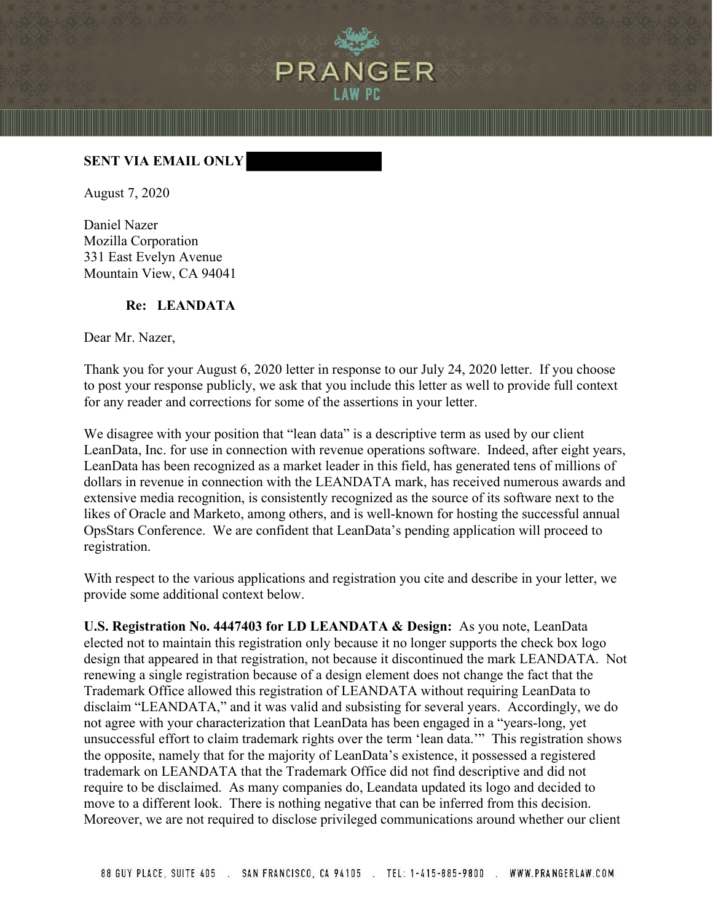**SENT VIA EMAIL ONLY**

August 7, 2020

Daniel Nazer
Mozilla Corporation
331 East Evelyn Avenue
Mountain View, CA 94041

**Re: LEANDATA**

Dear Mr. Nazer,

Thank you for your August 6, 2020 letter in response to our July 24, 2020 letter. If you choose to post your response publicly, we ask that you include this letter as well to provide full context for any reader and corrections for some of the assertions in your letter.

We disagree with your position that "lean data" is a descriptive term as used by our client LeanData, Inc. for use in connection with revenue operations software. Indeed, after eight years, LeanData has been recognized as a market leader in this field, has generated tens of millions of dollars in revenue in connection with the LEANDATA mark, has received numerous awards and extensive media recognition, is consistently recognized as the source of its software next to the likes of Oracle and Marketo, among others, and is well-known for hosting the successful annual OpsStars Conference. We are confident that LeanData's pending application will proceed to registration.

With respect to the various applications and registration you cite and describe in your letter, we provide some additional context below.

**U.S. Registration No. 4447403 for LD LEANDATA & Design:** As you note, LeanData elected not to maintain this registration only because it no longer supports the check box logo design that appeared in that registration, not because it discontinued the mark LEANDATA. Not renewing a single registration because of a design element does not change the fact that the Trademark Office allowed this registration of LEANDATA without requiring LeanData to disclaim "LEANDATA," and it was valid and subsisting for several years. Accordingly, we do not agree with your characterization that LeanData has been engaged in a "years-long, yet unsuccessful effort to claim trademark rights over the term 'lean data.'" This registration shows the opposite, namely that for the majority of LeanData's existence, it possessed a registered trademark on LEANDATA that the Trademark Office did not find descriptive and did not require to be disclaimed. As many companies do, Leandata updated its logo and decided to move to a different look. There is nothing negative that can be inferred from this decision. Moreover, we are not required to disclose privileged communications around whether our client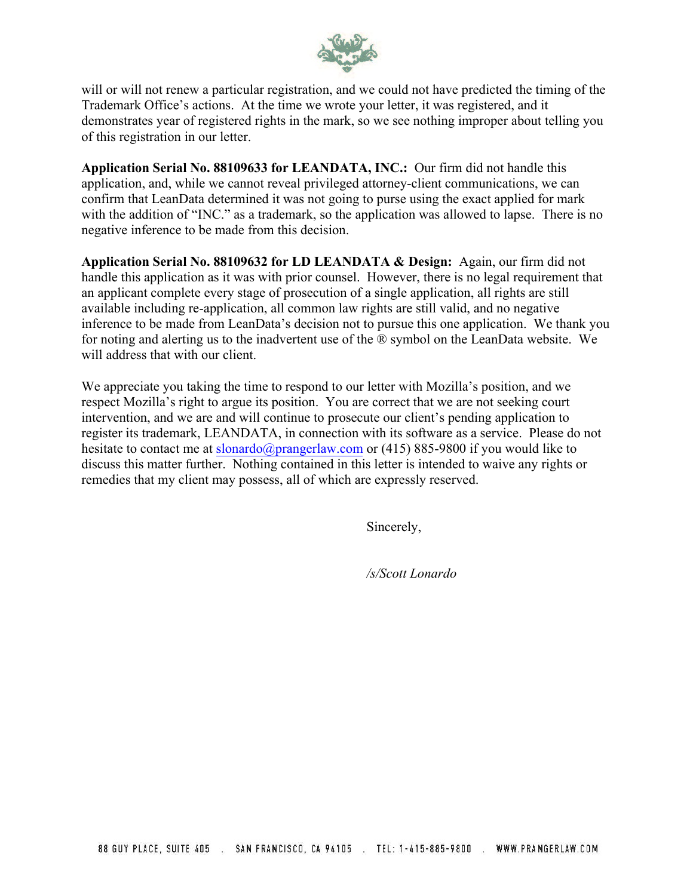will or will not renew a particular registration, and we could not have predicted the timing of the Trademark Office's actions. At the time we wrote your letter, it was registered, and it demonstrates year of registered rights in the mark, so we see nothing improper about telling you of this registration in our letter.

**Application Serial No. 88109633 for LEANDATA, INC.:** Our firm did not handle this application, and, while we cannot reveal privileged attorney-client communications, we can confirm that LeanData determined it was not going to purse using the exact applied for mark with the addition of "INC." as a trademark, so the application was allowed to lapse. There is no negative inference to be made from this decision.

**Application Serial No. 88109632 for LD LEANDATA & Design:** Again, our firm did not handle this application as it was with prior counsel. However, there is no legal requirement that an applicant complete every stage of prosecution of a single application, all rights are still available including re-application, all common law rights are still valid, and no negative inference to be made from LeanData's decision not to pursue this one application. We thank you for noting and alerting us to the inadvertent use of the ® symbol on the LeanData website. We will address that with our client.

We appreciate you taking the time to respond to our letter with Mozilla's position, and we respect Mozilla's right to argue its position. You are correct that we are not seeking court intervention, and we are and will continue to prosecute our client's pending application to register its trademark, LEANDATA, in connection with its software as a service. Please do not hesitate to contact me at slonardo@prangerlaw.com or (415) 885-9800 if you would like to discuss this matter further. Nothing contained in this letter is intended to waive any rights or remedies that my client may possess, all of which are expressly reserved.

Sincerely,

*/s/Scott Lonardo*